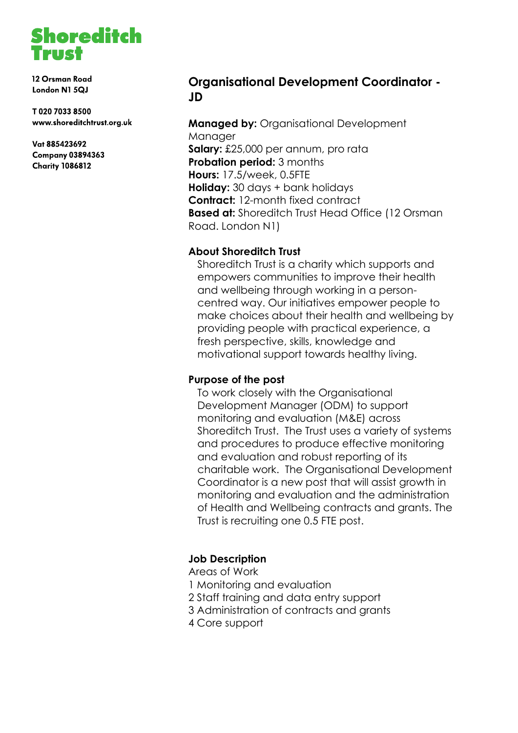# Shoreditch Trust

12 Orsman Road
London N1 5QJ

T 020 7033 8500
www.shoreditchtrust.org.uk

Vat 885423692
Company 03894363
Charity 1086812

## Organisational Development Coordinator - JD

**Managed by:** Organisational Development Manager
**Salary:** £25,000 per annum, pro rata
**Probation period:** 3 months
**Hours:** 17.5/week, 0.5FTE
**Holiday:** 30 days + bank holidays
**Contract:** 12-month fixed contract
**Based at:** Shoreditch Trust Head Office (12 Orsman Road. London N1)

### About Shoreditch Trust

Shoreditch Trust is a charity which supports and empowers communities to improve their health and wellbeing through working in a person-centred way. Our initiatives empower people to make choices about their health and wellbeing by providing people with practical experience, a fresh perspective, skills, knowledge and motivational support towards healthy living.

### Purpose of the post

To work closely with the Organisational Development Manager (ODM) to support monitoring and evaluation (M&E) across Shoreditch Trust. The Trust uses a variety of systems and procedures to produce effective monitoring and evaluation and robust reporting of its charitable work. The Organisational Development Coordinator is a new post that will assist growth in monitoring and evaluation and the administration of Health and Wellbeing contracts and grants. The Trust is recruiting one 0.5 FTE post.

### Job Description

Areas of Work

1 Monitoring and evaluation
2 Staff training and data entry support
3 Administration of contracts and grants
4 Core support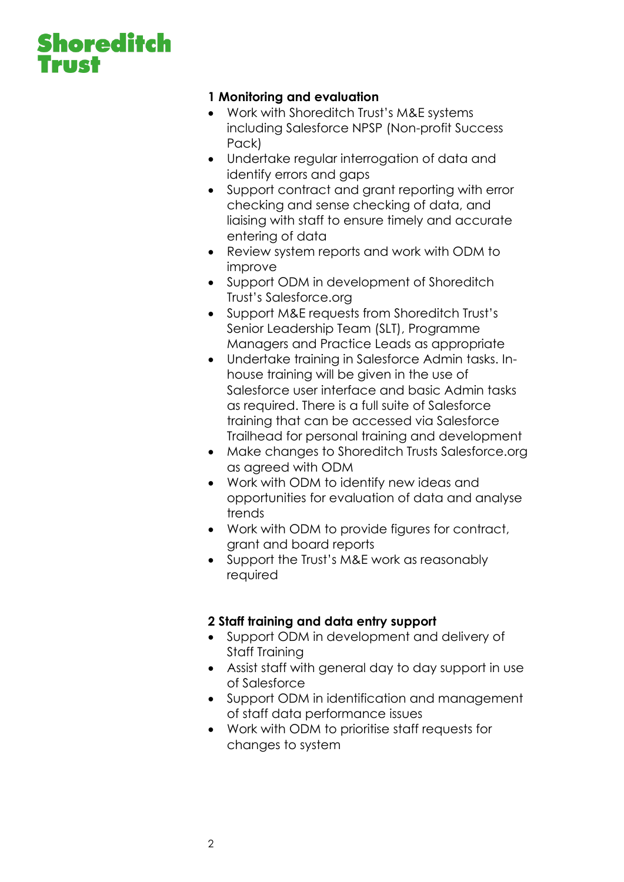**Shoreditch Trust**

**1 Monitoring and evaluation**

- Work with Shoreditch Trust's M&E systems including Salesforce NPSP (Non-profit Success Pack)
- Undertake regular interrogation of data and identify errors and gaps
- Support contract and grant reporting with error checking and sense checking of data, and liaising with staff to ensure timely and accurate entering of data
- Review system reports and work with ODM to improve
- Support ODM in development of Shoreditch Trust's Salesforce.org
- Support M&E requests from Shoreditch Trust's Senior Leadership Team (SLT), Programme Managers and Practice Leads as appropriate
- Undertake training in Salesforce Admin tasks. In-house training will be given in the use of Salesforce user interface and basic Admin tasks as required. There is a full suite of Salesforce training that can be accessed via Salesforce Trailhead for personal training and development
- Make changes to Shoreditch Trusts Salesforce.org as agreed with ODM
- Work with ODM to identify new ideas and opportunities for evaluation of data and analyse trends
- Work with ODM to provide figures for contract, grant and board reports
- Support the Trust's M&E work as reasonably required

**2 Staff training and data entry support**

- Support ODM in development and delivery of Staff Training
- Assist staff with general day to day support in use of Salesforce
- Support ODM in identification and management of staff data performance issues
- Work with ODM to prioritise staff requests for changes to system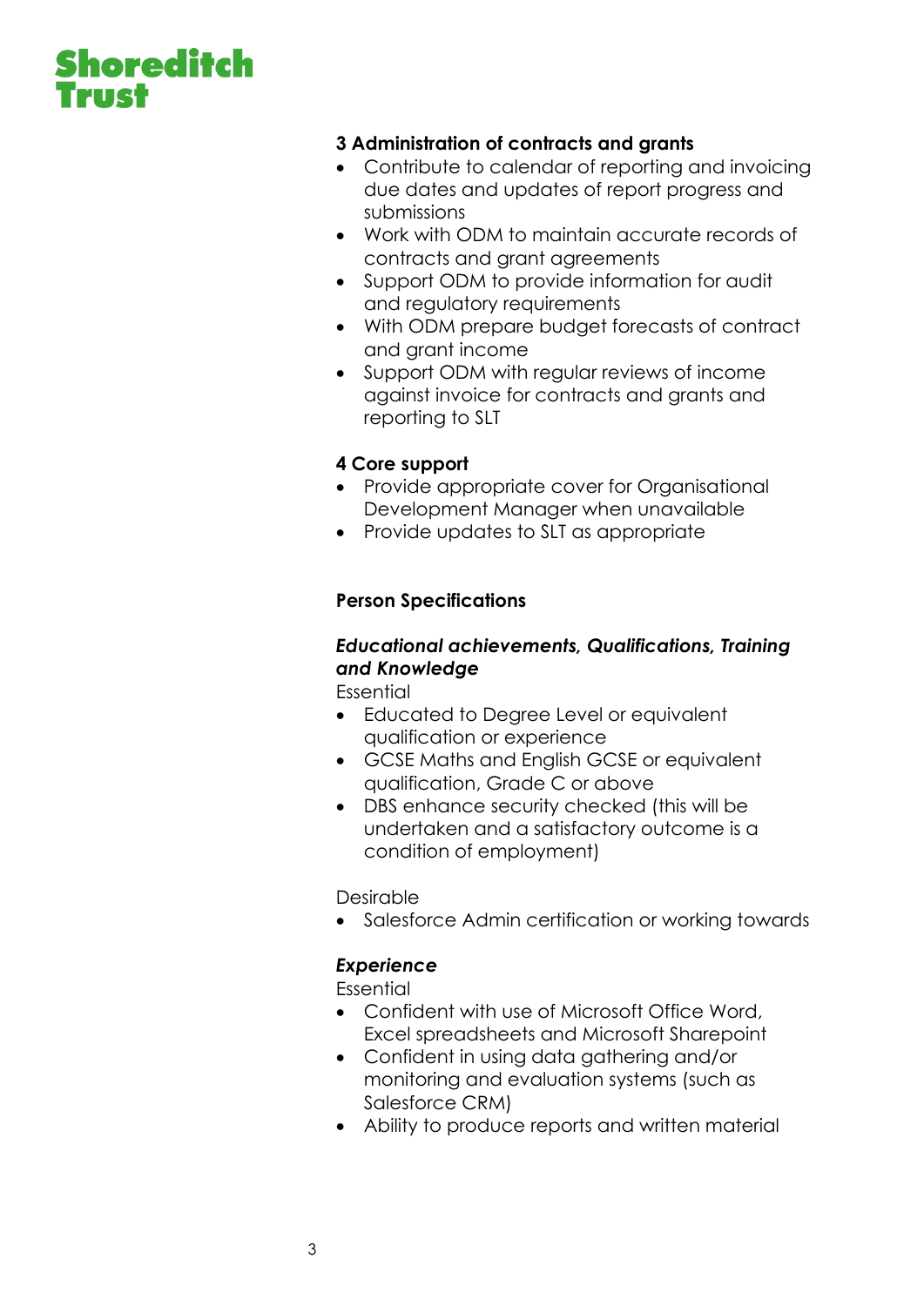### 3 Administration of contracts and grants

- Contribute to calendar of reporting and invoicing due dates and updates of report progress and submissions
- Work with ODM to maintain accurate records of contracts and grant agreements
- Support ODM to provide information for audit and regulatory requirements
- With ODM prepare budget forecasts of contract and grant income
- Support ODM with regular reviews of income against invoice for contracts and grants and reporting to SLT

### 4 Core support

- Provide appropriate cover for Organisational Development Manager when unavailable
- Provide updates to SLT as appropriate

## Person Specifications

### *Educational achievements, Qualifications, Training and Knowledge*

Essential

- Educated to Degree Level or equivalent qualification or experience
- GCSE Maths and English GCSE or equivalent qualification, Grade C or above
- DBS enhance security checked (this will be undertaken and a satisfactory outcome is a condition of employment)

Desirable

- Salesforce Admin certification or working towards

### *Experience*

Essential

- Confident with use of Microsoft Office Word, Excel spreadsheets and Microsoft Sharepoint
- Confident in using data gathering and/or monitoring and evaluation systems (such as Salesforce CRM)
- Ability to produce reports and written material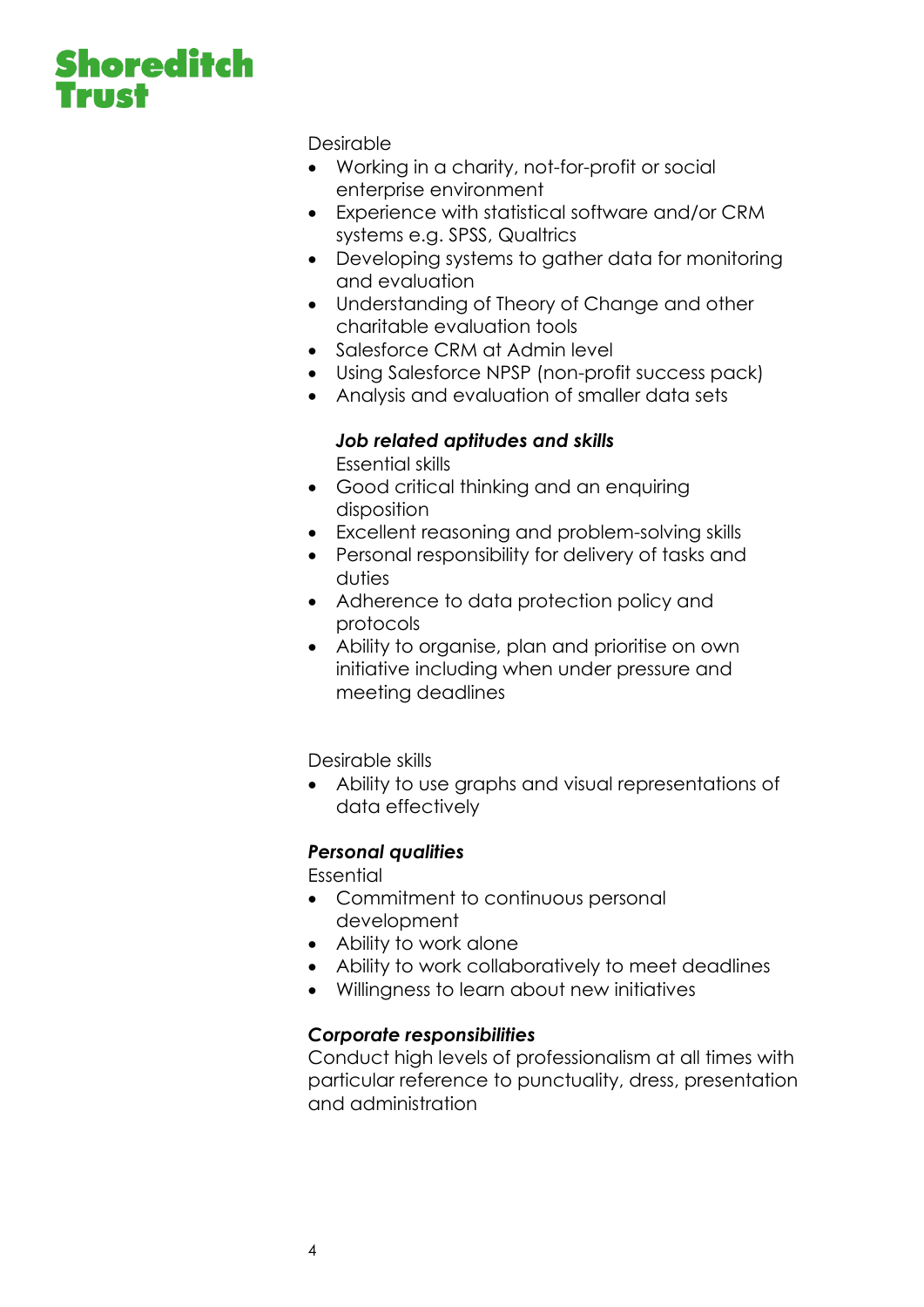Desirable

- Working in a charity, not-for-profit or social enterprise environment
- Experience with statistical software and/or CRM systems e.g. SPSS, Qualtrics
- Developing systems to gather data for monitoring and evaluation
- Understanding of Theory of Change and other charitable evaluation tools
- Salesforce CRM at Admin level
- Using Salesforce NPSP (non-profit success pack)
- Analysis and evaluation of smaller data sets

***Job related aptitudes and skills***

Essential skills

- Good critical thinking and an enquiring disposition
- Excellent reasoning and problem-solving skills
- Personal responsibility for delivery of tasks and duties
- Adherence to data protection policy and protocols
- Ability to organise, plan and prioritise on own initiative including when under pressure and meeting deadlines

Desirable skills

- Ability to use graphs and visual representations of data effectively

***Personal qualities***

Essential

- Commitment to continuous personal development
- Ability to work alone
- Ability to work collaboratively to meet deadlines
- Willingness to learn about new initiatives

***Corporate responsibilities***

Conduct high levels of professionalism at all times with particular reference to punctuality, dress, presentation and administration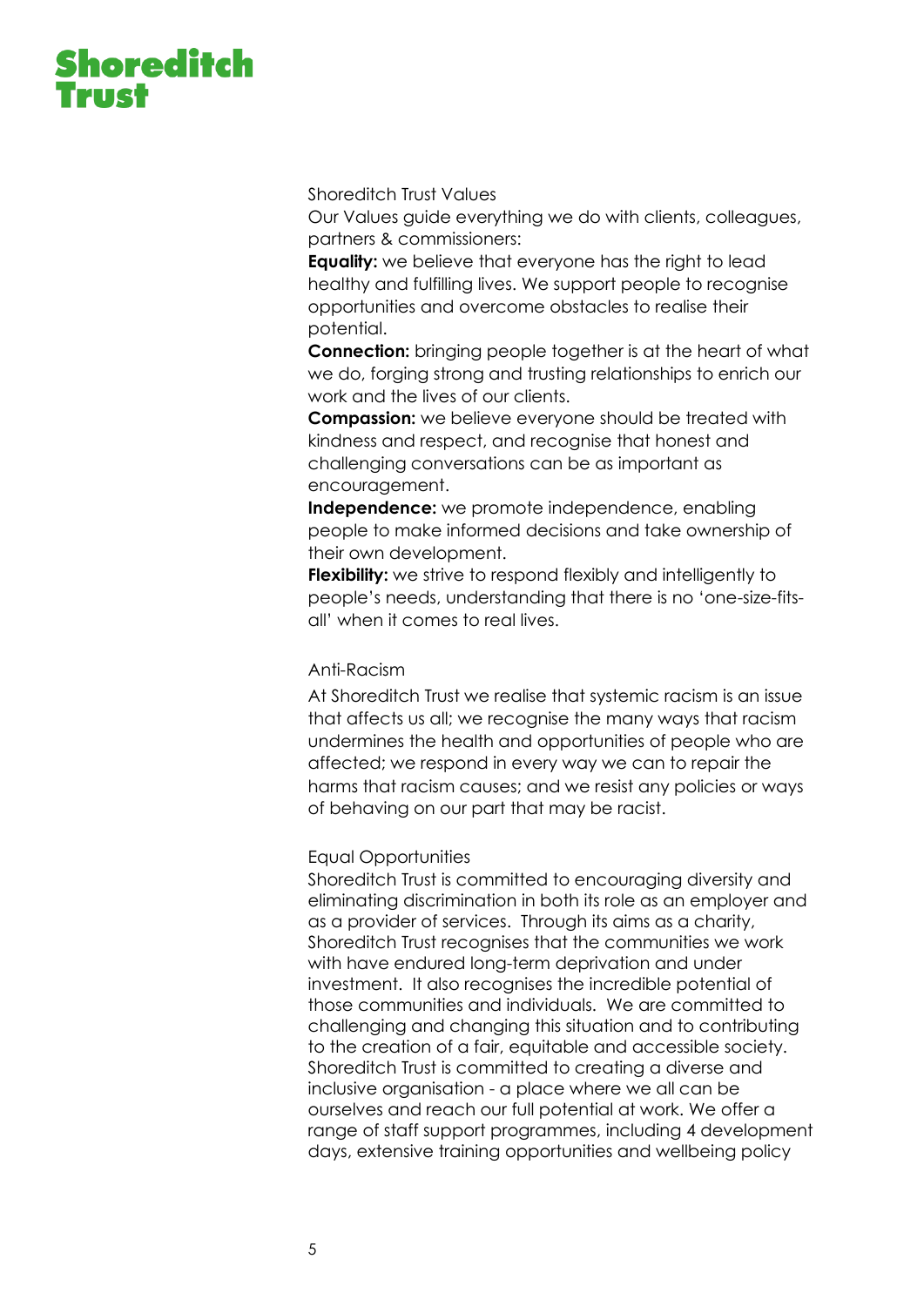Shoreditch Trust Values

Our Values guide everything we do with clients, colleagues, partners & commissioners:

**Equality:** we believe that everyone has the right to lead healthy and fulfilling lives. We support people to recognise opportunities and overcome obstacles to realise their potential.

**Connection:** bringing people together is at the heart of what we do, forging strong and trusting relationships to enrich our work and the lives of our clients.

**Compassion:** we believe everyone should be treated with kindness and respect, and recognise that honest and challenging conversations can be as important as encouragement.

**Independence:** we promote independence, enabling people to make informed decisions and take ownership of their own development.

**Flexibility:** we strive to respond flexibly and intelligently to people's needs, understanding that there is no 'one-size-fits-all' when it comes to real lives.

Anti-Racism

At Shoreditch Trust we realise that systemic racism is an issue that affects us all; we recognise the many ways that racism undermines the health and opportunities of people who are affected; we respond in every way we can to repair the harms that racism causes; and we resist any policies or ways of behaving on our part that may be racist.

Equal Opportunities

Shoreditch Trust is committed to encouraging diversity and eliminating discrimination in both its role as an employer and as a provider of services. Through its aims as a charity, Shoreditch Trust recognises that the communities we work with have endured long-term deprivation and under investment. It also recognises the incredible potential of those communities and individuals. We are committed to challenging and changing this situation and to contributing to the creation of a fair, equitable and accessible society. Shoreditch Trust is committed to creating a diverse and inclusive organisation - a place where we all can be ourselves and reach our full potential at work. We offer a range of staff support programmes, including 4 development days, extensive training opportunities and wellbeing policy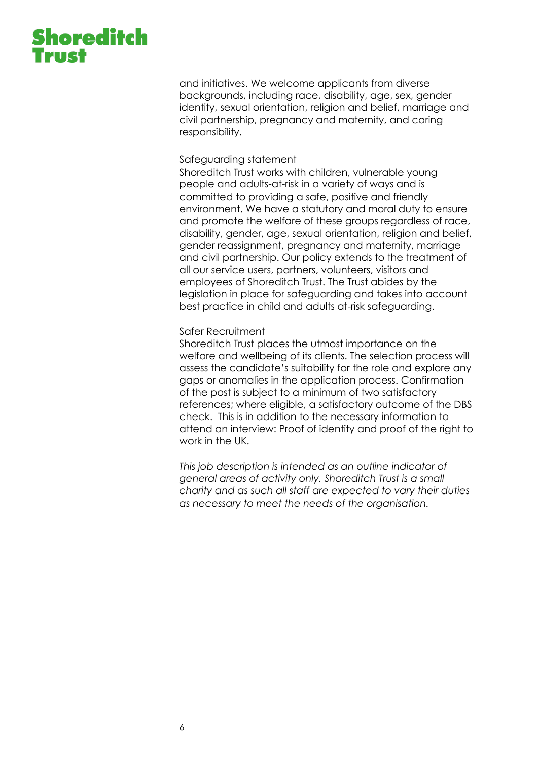and initiatives. We welcome applicants from diverse backgrounds, including race, disability, age, sex, gender identity, sexual orientation, religion and belief, marriage and civil partnership, pregnancy and maternity, and caring responsibility.

Safeguarding statement

Shoreditch Trust works with children, vulnerable young people and adults-at-risk in a variety of ways and is committed to providing a safe, positive and friendly environment. We have a statutory and moral duty to ensure and promote the welfare of these groups regardless of race, disability, gender, age, sexual orientation, religion and belief, gender reassignment, pregnancy and maternity, marriage and civil partnership. Our policy extends to the treatment of all our service users, partners, volunteers, visitors and employees of Shoreditch Trust. The Trust abides by the legislation in place for safeguarding and takes into account best practice in child and adults at-risk safeguarding.

Safer Recruitment

Shoreditch Trust places the utmost importance on the welfare and wellbeing of its clients. The selection process will assess the candidate's suitability for the role and explore any gaps or anomalies in the application process. Confirmation of the post is subject to a minimum of two satisfactory references; where eligible, a satisfactory outcome of the DBS check. This is in addition to the necessary information to attend an interview: Proof of identity and proof of the right to work in the UK.

*This job description is intended as an outline indicator of general areas of activity only. Shoreditch Trust is a small charity and as such all staff are expected to vary their duties as necessary to meet the needs of the organisation.*